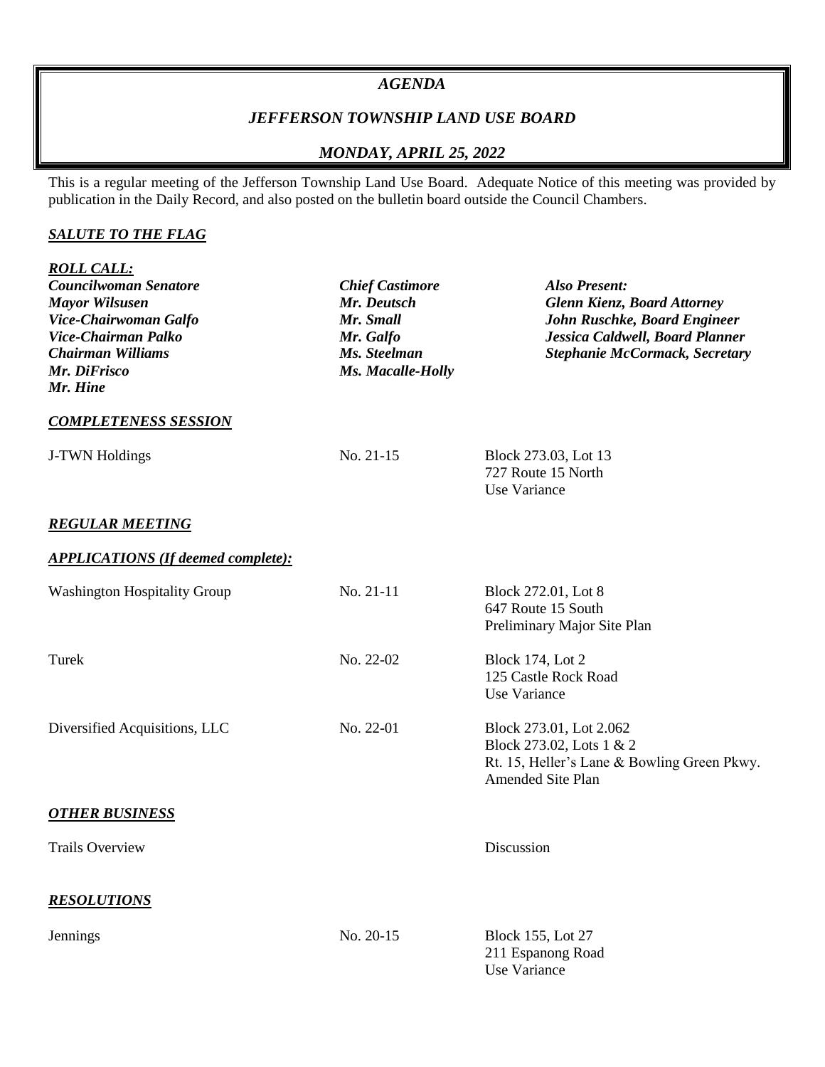# *AGENDA*

## *JEFFERSON TOWNSHIP LAND USE BOARD*

### *MONDAY, APRIL 25, 2022*

This is a regular meeting of the Jefferson Township Land Use Board. Adequate Notice of this meeting was provided by publication in the Daily Record, and also posted on the bulletin board outside the Council Chambers.

***SALUTE TO THE FLAG***

***ROLL CALL:***

| | | |
|---|---|---|
| ***Councilwoman Senatore*** | ***Chief Castimore*** | ***Also Present:*** |
| ***Mayor Wilsusen*** | ***Mr. Deutsch*** | ***Glenn Kienz, Board Attorney*** |
| ***Vice-Chairwoman Galfo*** | ***Mr. Small*** | ***John Ruschke, Board Engineer*** |
| ***Vice-Chairman Palko*** | ***Mr. Galfo*** | ***Jessica Caldwell, Board Planner*** |
| ***Chairman Williams*** | ***Ms. Steelman*** | ***Stephanie McCormack, Secretary*** |
| ***Mr. DiFrisco*** | ***Ms. Macalle-Holly*** | |
| ***Mr. Hine*** | | |

***COMPLETENESS SESSION***

| | | |
|---|---|---|
| J-TWN Holdings | No. 21-15 | Block 273.03, Lot 13<br>727 Route 15 North<br>Use Variance |

***REGULAR MEETING***

***APPLICATIONS (If deemed complete):***

| | | |
|---|---|---|
| Washington Hospitality Group | No. 21-11 | Block 272.01, Lot 8<br>647 Route 15 South<br>Preliminary Major Site Plan |
| Turek | No. 22-02 | Block 174, Lot 2<br>125 Castle Rock Road<br>Use Variance |
| Diversified Acquisitions, LLC | No. 22-01 | Block 273.01, Lot 2.062<br>Block 273.02, Lots 1 & 2<br>Rt. 15, Heller's Lane & Bowling Green Pkwy.<br>Amended Site Plan |

***OTHER BUSINESS***

| | |
|---|---|
| Trails Overview | Discussion |

***RESOLUTIONS***

| | | |
|---|---|---|
| Jennings | No. 20-15 | Block 155, Lot 27<br>211 Espanong Road<br>Use Variance |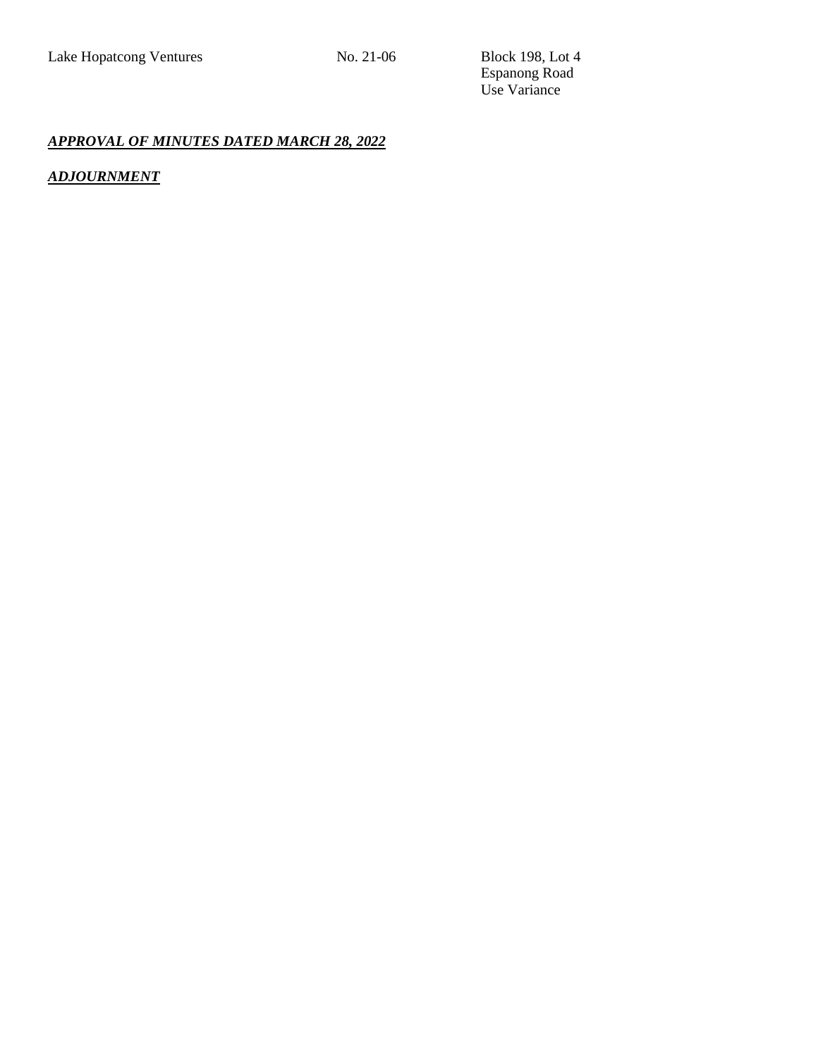| | | |
|---|---|---|
| Lake Hopatcong Ventures | No. 21-06 | Block 198, Lot 4<br>Espanong Road<br>Use Variance |

***APPROVAL OF MINUTES DATED MARCH 28, 2022***

***ADJOURNMENT***